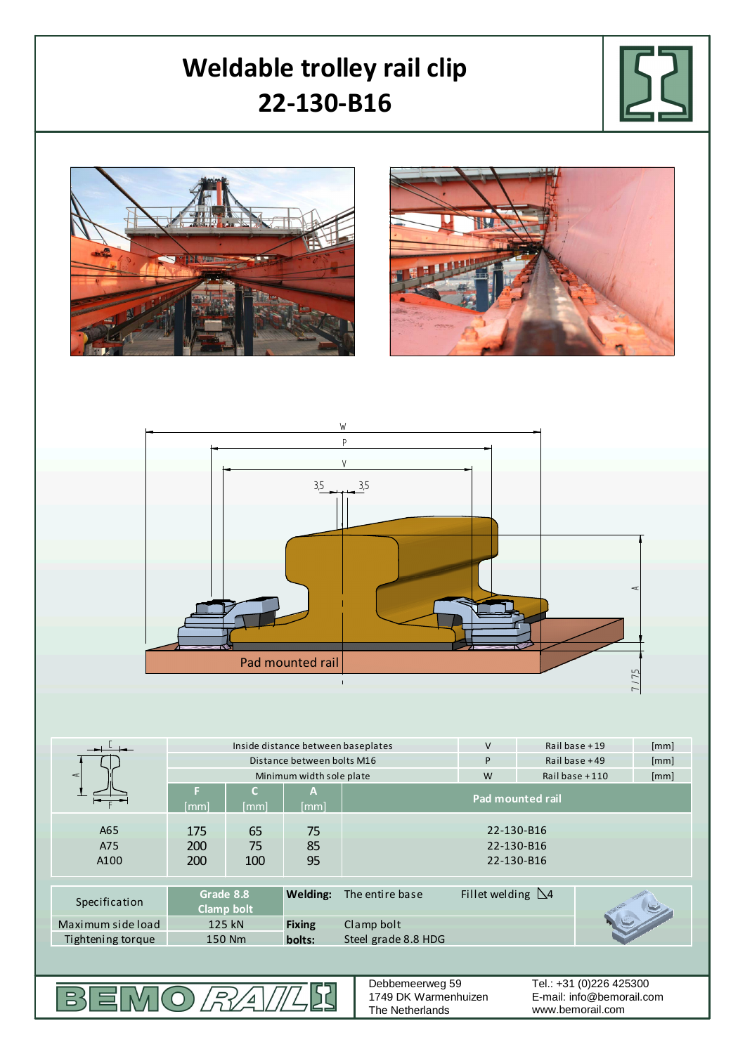# Weldable trolley rail clip
# 22-130-B16

Pad mounted rail

| | Inside distance between baseplates | | | V | Rail base + 19 | [mm] |
|---|---|---|---|---|---|---|
| | Distance between bolts M16 | | | P | Rail base + 49 | [mm] |
| | Minimum width sole plate | | | W | Rail base + 110 | [mm] |
| | **F** [mm] | **C** [mm] | **A** [mm] | **Pad mounted rail** | | |
| A65 | 175 | 65 | 75 | 22-130-B16 | | |
| A75 | 200 | 75 | 85 | 22-130-B16 | | |
| A100 | 200 | 100 | 95 | 22-130-B16 | | |

| Specification | **Grade 8.8 Clamp bolt** | **Welding:** | The entire base | Fillet welding ◺4 |
|---|---|---|---|---|
| Maximum side load | 125 kN | **Fixing bolts:** | Clamp bolt | |
| Tightening torque | 150 Nm | | Steel grade 8.8 HDG | |

BEMO RAIL

Debbemeerweg 59
1749 DK Warmenhuizen
The Netherlands

Tel.: +31 (0)226 425300
E-mail: info@bemorail.com
www.bemorail.com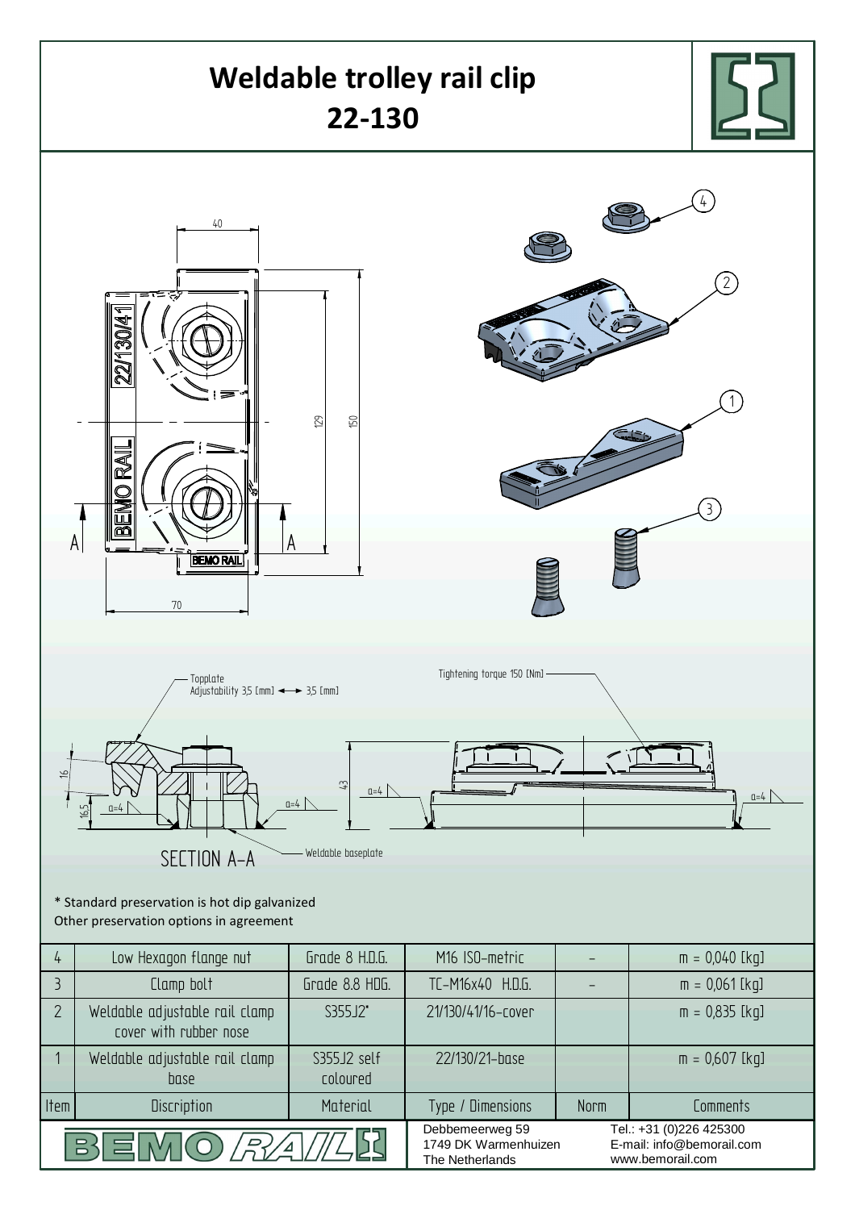# Weldable trolley rail clip
# 22-130

40

22/130/41

BEMO RAIL

BEMO RAIL

A A

129 150

70

Topplate
Adjustability 3,5 [mm] ◄─► 3,5 [mm]

Tightening torque 150 [Nm]

16

16,5

a=4

a=4

43

a=4

a=4

SECTION A-A

Weldable baseplate

\* Standard preservation is hot dip galvanized
Other preservation options in agreement

| Item | Discription | Material | Type / Dimensions | Norm | Comments |
|---|---|---|---|---|---|
| 4 | Low Hexagon flange nut | Grade 8 H.D.G. | M16 ISO-metric | - | m = 0,040 [kg] |
| 3 | Clamp bolt | Grade 8.8 HDG. | TC-M16x40 H.D.G. | - | m = 0,061 [kg] |
| 2 | Weldable adjustable rail clamp cover with rubber nose | S355J2* | 21/130/41/16-cover | | m = 0,835 [kg] |
| 1 | Weldable adjustable rail clamp base | S355J2 self coloured | 22/130/21-base | | m = 0,607 [kg] |

BEMO RAIL

Debbemeerweg 59
1749 DK Warmenhuizen
The Netherlands

Tel.: +31 (0)226 425300
E-mail: info@bemorail.com
www.bemorail.com